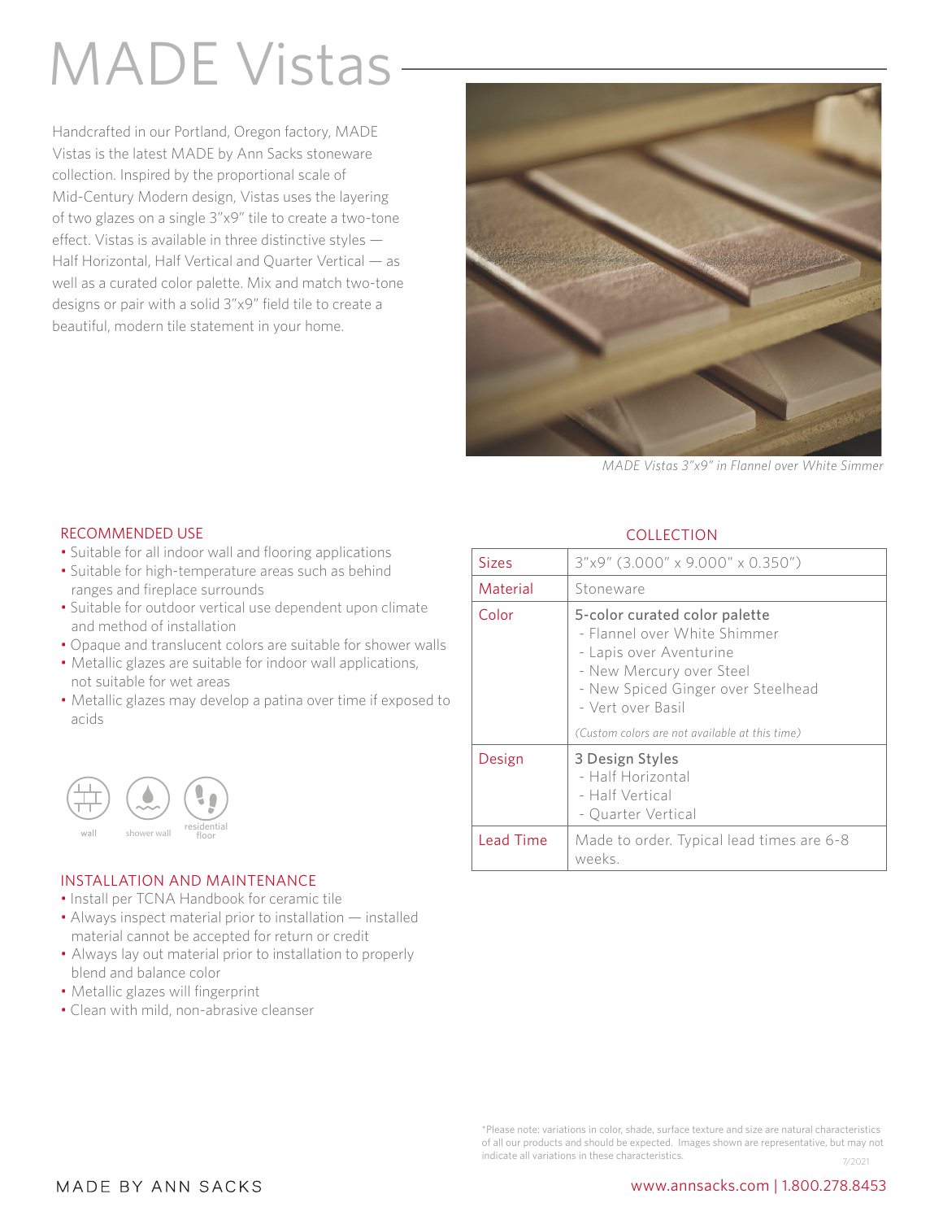# MADE Vistas

Handcrafted in our Portland, Oregon factory, MADE Vistas is the latest MADE by Ann Sacks stoneware collection. Inspired by the proportional scale of Mid-Century Modern design, Vistas uses the layering of two glazes on a single 3"x9" tile to create a two-tone effect. Vistas is available in three distinctive styles — Half Horizontal, Half Vertical and Quarter Vertical — as well as a curated color palette. Mix and match two-tone designs or pair with a solid 3"x9" field tile to create a beautiful, modern tile statement in your home.

*MADE Vistas 3"x9" in Flannel over White Simmer*

## RECOMMENDED USE

- Suitable for all indoor wall and flooring applications
- Suitable for high-temperature areas such as behind ranges and fireplace surrounds
- Suitable for outdoor vertical use dependent upon climate and method of installation
- Opaque and translucent colors are suitable for shower walls
- Metallic glazes are suitable for indoor wall applications, not suitable for wet areas
- Metallic glazes may develop a patina over time if exposed to acids

wall | shower wall | residential floor

## COLLECTION

| | |
|---|---|
| Sizes | 3"x9" (3.000" x 9.000" x 0.350") |
| Material | Stoneware |
| Color | 5-color curated color palette<br>- Flannel over White Shimmer<br>- Lapis over Aventurine<br>- New Mercury over Steel<br>- New Spiced Ginger over Steelhead<br>- Vert over Basil<br>*(Custom colors are not available at this time)* |
| Design | 3 Design Styles<br>- Half Horizontal<br>- Half Vertical<br>- Quarter Vertical |
| Lead Time | Made to order. Typical lead times are 6-8 weeks. |

## INSTALLATION AND MAINTENANCE

- Install per TCNA Handbook for ceramic tile
- Always inspect material prior to installation — installed material cannot be accepted for return or credit
- Always lay out material prior to installation to properly blend and balance color
- Metallic glazes will fingerprint
- Clean with mild, non-abrasive cleanser

*Please note: variations in color, shade, surface texture and size are natural characteristics of all our products and should be expected. Images shown are representative, but may not indicate all variations in these characteristics.

7/2021

MADE BY ANN SACKS

www.annsacks.com | 1.800.278.8453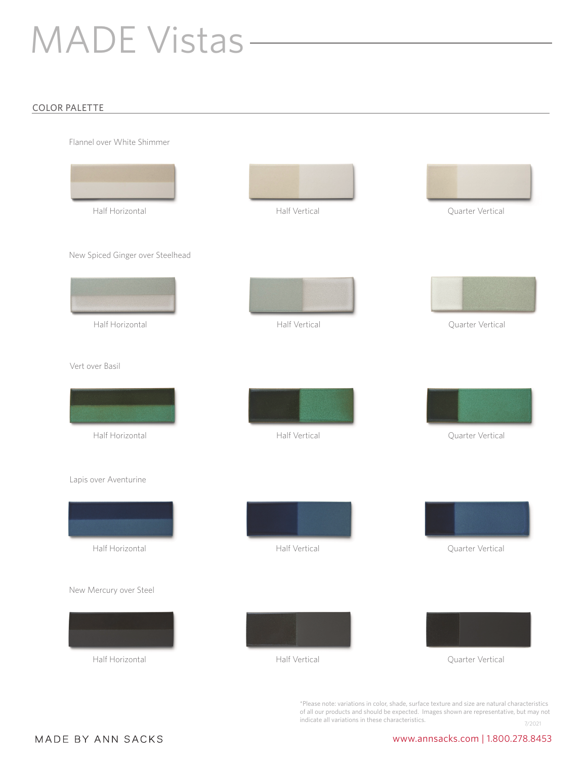# MADE Vistas

## COLOR PALETTE

Flannel over White Shimmer

Half Horizontal

Half Vertical

Quarter Vertical

New Spiced Ginger over Steelhead

Half Horizontal

Half Vertical

Quarter Vertical

Vert over Basil

Half Horizontal

Half Vertical

Quarter Vertical

Lapis over Aventurine

Half Horizontal

Half Vertical

Quarter Vertical

New Mercury over Steel

Half Horizontal

Half Vertical

Quarter Vertical

*Please note: variations in color, shade, surface texture and size are natural characteristics of all our products and should be expected. Images shown are representative, but may not indicate all variations in these characteristics.

7/2021

MADE BY ANN SACKS

www.annsacks.com | 1.800.278.8453